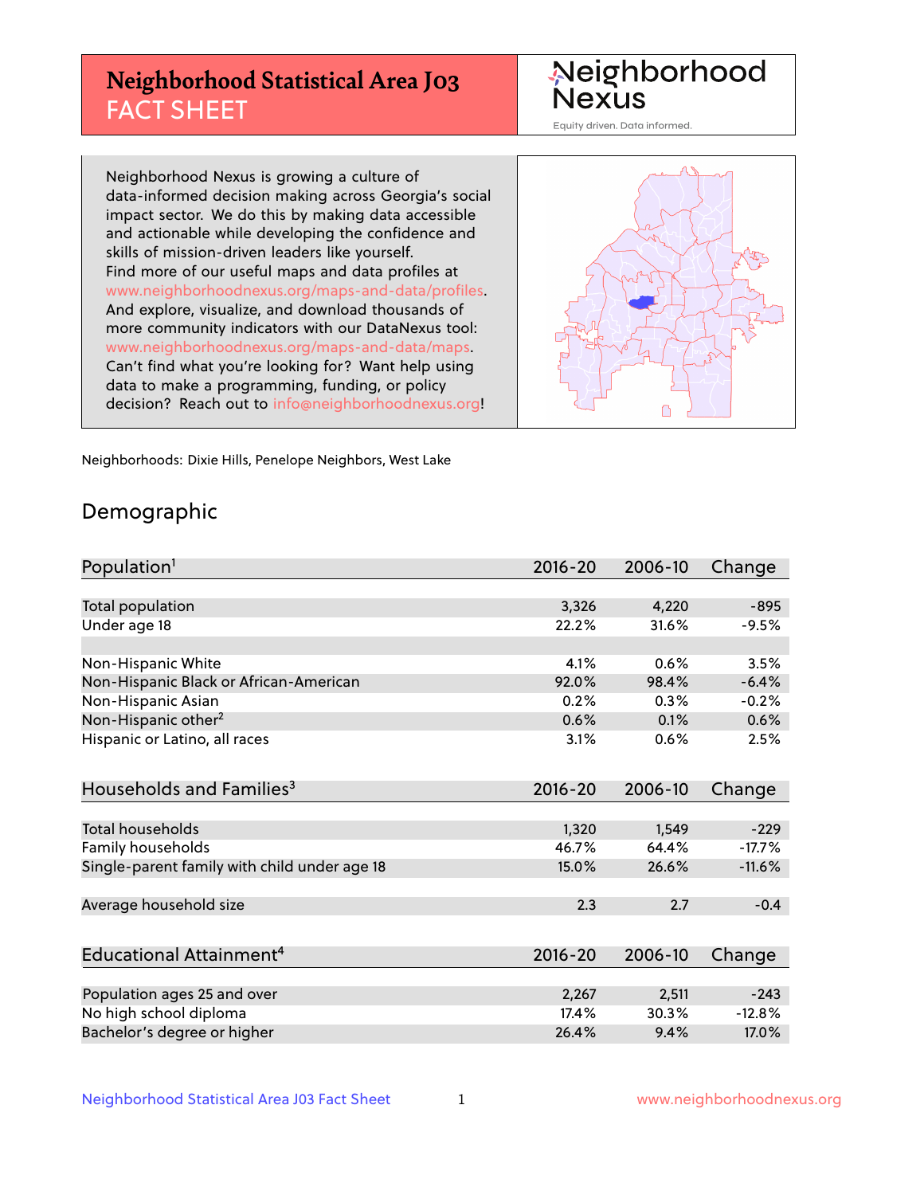# Neighborhood Statistical Area J03 FACT SHEET

Neighborhood Nexus

Equity driven. Data informed.

Neighborhood Nexus is growing a culture of data-informed decision making across Georgia's social impact sector. We do this by making data accessible and actionable while developing the confidence and skills of mission-driven leaders like yourself. Find more of our useful maps and data profiles at www.neighborhoodnexus.org/maps-and-data/profiles. And explore, visualize, and download thousands of more community indicators with our DataNexus tool: www.neighborhoodnexus.org/maps-and-data/maps. Can't find what you're looking for? Want help using data to make a programming, funding, or policy decision? Reach out to info@neighborhoodnexus.org!

Neighborhoods: Dixie Hills, Penelope Neighbors, West Lake

## Demographic

| Population[1] | 2016-20 | 2006-10 | Change |
|---|---|---|---|
| Total population | 3,326 | 4,220 | -895 |
| Under age 18 | 22.2% | 31.6% | -9.5% |
| | | | |
| Non-Hispanic White | 4.1% | 0.6% | 3.5% |
| Non-Hispanic Black or African-American | 92.0% | 98.4% | -6.4% |
| Non-Hispanic Asian | 0.2% | 0.3% | -0.2% |
| Non-Hispanic other[2] | 0.6% | 0.1% | 0.6% |
| Hispanic or Latino, all races | 3.1% | 0.6% | 2.5% |

| Households and Families[3] | 2016-20 | 2006-10 | Change |
|---|---|---|---|
| Total households | 1,320 | 1,549 | -229 |
| Family households | 46.7% | 64.4% | -17.7% |
| Single-parent family with child under age 18 | 15.0% | 26.6% | -11.6% |
| | | | |
| Average household size | 2.3 | 2.7 | -0.4 |

| Educational Attainment[4] | 2016-20 | 2006-10 | Change |
|---|---|---|---|
| Population ages 25 and over | 2,267 | 2,511 | -243 |
| No high school diploma | 17.4% | 30.3% | -12.8% |
| Bachelor's degree or higher | 26.4% | 9.4% | 17.0% |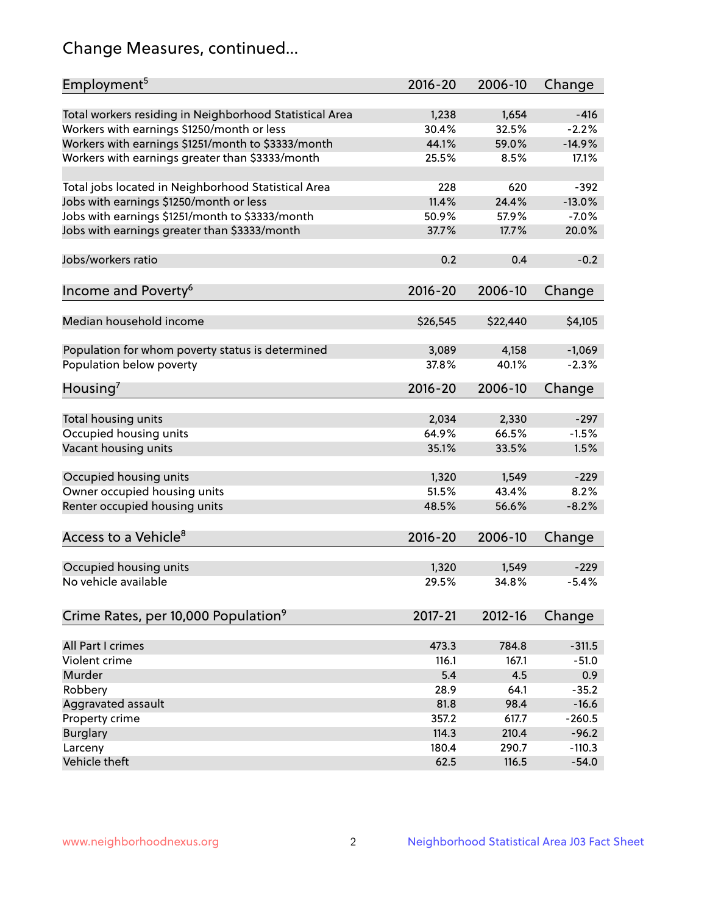## Change Measures, continued...

| Employment[5] | 2016-20 | 2006-10 | Change |
|---|---|---|---|
| Total workers residing in Neighborhood Statistical Area | 1,238 | 1,654 | -416 |
| Workers with earnings $1250/month or less | 30.4% | 32.5% | -2.2% |
| Workers with earnings $1251/month to $3333/month | 44.1% | 59.0% | -14.9% |
| Workers with earnings greater than $3333/month | 25.5% | 8.5% | 17.1% |
| | | | |
| Total jobs located in Neighborhood Statistical Area | 228 | 620 | -392 |
| Jobs with earnings $1250/month or less | 11.4% | 24.4% | -13.0% |
| Jobs with earnings $1251/month to $3333/month | 50.9% | 57.9% | -7.0% |
| Jobs with earnings greater than $3333/month | 37.7% | 17.7% | 20.0% |
| | | | |
| Jobs/workers ratio | 0.2 | 0.4 | -0.2 |

| Income and Poverty[6] | 2016-20 | 2006-10 | Change |
|---|---|---|---|
| Median household income | $26,545 | $22,440 | $4,105 |
| | | | |
| Population for whom poverty status is determined | 3,089 | 4,158 | -1,069 |
| Population below poverty | 37.8% | 40.1% | -2.3% |

| Housing[7] | 2016-20 | 2006-10 | Change |
|---|---|---|---|
| Total housing units | 2,034 | 2,330 | -297 |
| Occupied housing units | 64.9% | 66.5% | -1.5% |
| Vacant housing units | 35.1% | 33.5% | 1.5% |
| | | | |
| Occupied housing units | 1,320 | 1,549 | -229 |
| Owner occupied housing units | 51.5% | 43.4% | 8.2% |
| Renter occupied housing units | 48.5% | 56.6% | -8.2% |

| Access to a Vehicle[8] | 2016-20 | 2006-10 | Change |
|---|---|---|---|
| Occupied housing units | 1,320 | 1,549 | -229 |
| No vehicle available | 29.5% | 34.8% | -5.4% |

| Crime Rates, per 10,000 Population[9] | 2017-21 | 2012-16 | Change |
|---|---|---|---|
| All Part I crimes | 473.3 | 784.8 | -311.5 |
| Violent crime | 116.1 | 167.1 | -51.0 |
| Murder | 5.4 | 4.5 | 0.9 |
| Robbery | 28.9 | 64.1 | -35.2 |
| Aggravated assault | 81.8 | 98.4 | -16.6 |
| Property crime | 357.2 | 617.7 | -260.5 |
| Burglary | 114.3 | 210.4 | -96.2 |
| Larceny | 180.4 | 290.7 | -110.3 |
| Vehicle theft | 62.5 | 116.5 | -54.0 |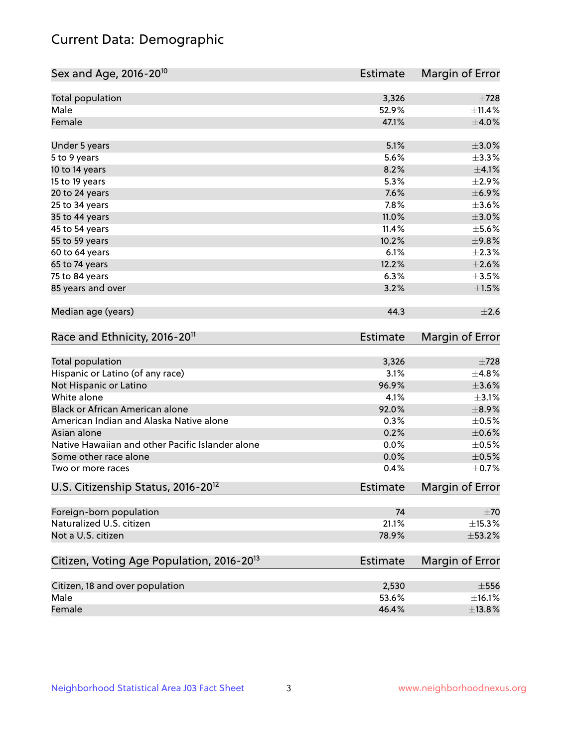# Current Data: Demographic

| Sex and Age, 2016-20[10] | Estimate | Margin of Error |
|---|---|---|
| Total population | 3,326 | ±728 |
| Male | 52.9% | ±11.4% |
| Female | 47.1% | ±4.0% |
| Under 5 years | 5.1% | ±3.0% |
| 5 to 9 years | 5.6% | ±3.3% |
| 10 to 14 years | 8.2% | ±4.1% |
| 15 to 19 years | 5.3% | ±2.9% |
| 20 to 24 years | 7.6% | ±6.9% |
| 25 to 34 years | 7.8% | ±3.6% |
| 35 to 44 years | 11.0% | ±3.0% |
| 45 to 54 years | 11.4% | ±5.6% |
| 55 to 59 years | 10.2% | ±9.8% |
| 60 to 64 years | 6.1% | ±2.3% |
| 65 to 74 years | 12.2% | ±2.6% |
| 75 to 84 years | 6.3% | ±3.5% |
| 85 years and over | 3.2% | ±1.5% |
| Median age (years) | 44.3 | ±2.6 |

| Race and Ethnicity, 2016-20[11] | Estimate | Margin of Error |
|---|---|---|
| Total population | 3,326 | ±728 |
| Hispanic or Latino (of any race) | 3.1% | ±4.8% |
| Not Hispanic or Latino | 96.9% | ±3.6% |
| White alone | 4.1% | ±3.1% |
| Black or African American alone | 92.0% | ±8.9% |
| American Indian and Alaska Native alone | 0.3% | ±0.5% |
| Asian alone | 0.2% | ±0.6% |
| Native Hawaiian and other Pacific Islander alone | 0.0% | ±0.5% |
| Some other race alone | 0.0% | ±0.5% |
| Two or more races | 0.4% | ±0.7% |

| U.S. Citizenship Status, 2016-20[12] | Estimate | Margin of Error |
|---|---|---|
| Foreign-born population | 74 | ±70 |
| Naturalized U.S. citizen | 21.1% | ±15.3% |
| Not a U.S. citizen | 78.9% | ±53.2% |

| Citizen, Voting Age Population, 2016-20[13] | Estimate | Margin of Error |
|---|---|---|
| Citizen, 18 and over population | 2,530 | ±556 |
| Male | 53.6% | ±16.1% |
| Female | 46.4% | ±13.8% |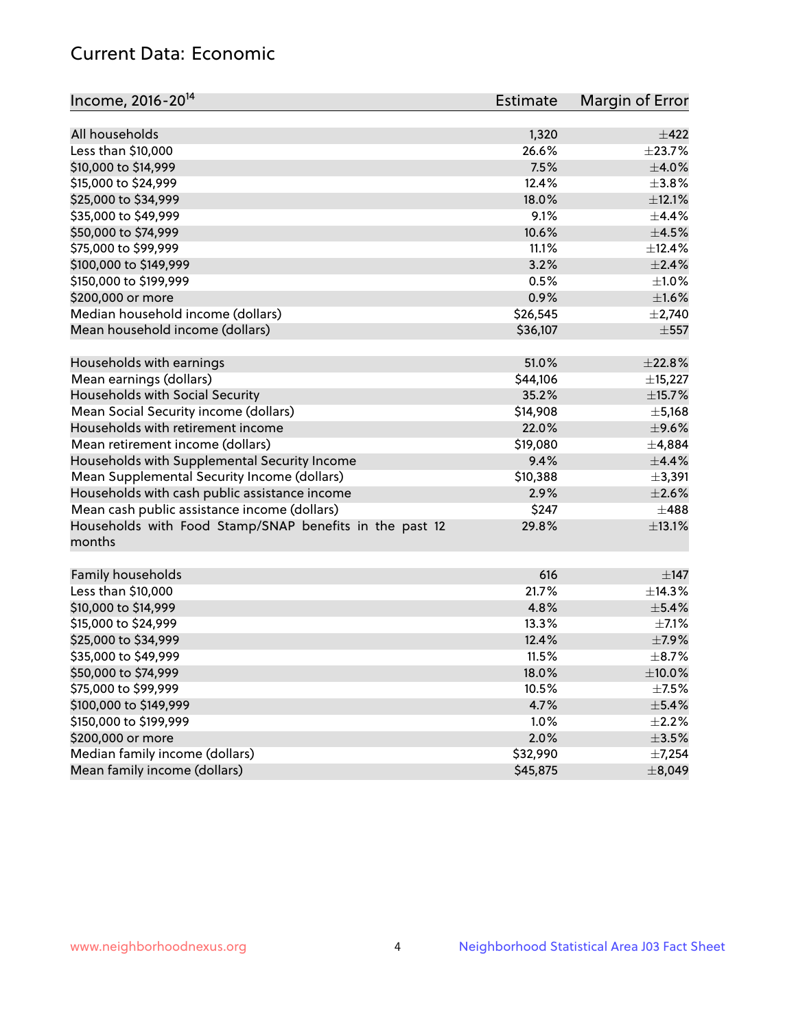## Current Data: Economic

| Income, 2016-20[14] | Estimate | Margin of Error |
|---|---|---|
| All households | 1,320 | ±422 |
| Less than $10,000 | 26.6% | ±23.7% |
| $10,000 to $14,999 | 7.5% | ±4.0% |
| $15,000 to $24,999 | 12.4% | ±3.8% |
| $25,000 to $34,999 | 18.0% | ±12.1% |
| $35,000 to $49,999 | 9.1% | ±4.4% |
| $50,000 to $74,999 | 10.6% | ±4.5% |
| $75,000 to $99,999 | 11.1% | ±12.4% |
| $100,000 to $149,999 | 3.2% | ±2.4% |
| $150,000 to $199,999 | 0.5% | ±1.0% |
| $200,000 or more | 0.9% | ±1.6% |
| Median household income (dollars) | $26,545 | ±2,740 |
| Mean household income (dollars) | $36,107 | ±557 |
| | | |
| Households with earnings | 51.0% | ±22.8% |
| Mean earnings (dollars) | $44,106 | ±15,227 |
| Households with Social Security | 35.2% | ±15.7% |
| Mean Social Security income (dollars) | $14,908 | ±5,168 |
| Households with retirement income | 22.0% | ±9.6% |
| Mean retirement income (dollars) | $19,080 | ±4,884 |
| Households with Supplemental Security Income | 9.4% | ±4.4% |
| Mean Supplemental Security Income (dollars) | $10,388 | ±3,391 |
| Households with cash public assistance income | 2.9% | ±2.6% |
| Mean cash public assistance income (dollars) | $247 | ±488 |
| Households with Food Stamp/SNAP benefits in the past 12 months | 29.8% | ±13.1% |
| | | |
| Family households | 616 | ±147 |
| Less than $10,000 | 21.7% | ±14.3% |
| $10,000 to $14,999 | 4.8% | ±5.4% |
| $15,000 to $24,999 | 13.3% | ±7.1% |
| $25,000 to $34,999 | 12.4% | ±7.9% |
| $35,000 to $49,999 | 11.5% | ±8.7% |
| $50,000 to $74,999 | 18.0% | ±10.0% |
| $75,000 to $99,999 | 10.5% | ±7.5% |
| $100,000 to $149,999 | 4.7% | ±5.4% |
| $150,000 to $199,999 | 1.0% | ±2.2% |
| $200,000 or more | 2.0% | ±3.5% |
| Median family income (dollars) | $32,990 | ±7,254 |
| Mean family income (dollars) | $45,875 | ±8,049 |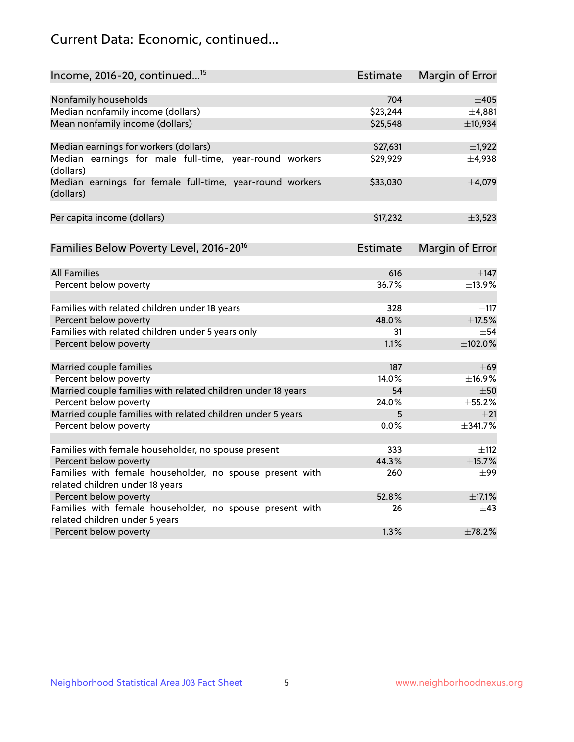## Current Data: Economic, continued...

| Income, 2016-20, continued...[15] | Estimate | Margin of Error |
|---|---|---|
| Nonfamily households | 704 | ±405 |
| Median nonfamily income (dollars) | $23,244 | ±4,881 |
| Mean nonfamily income (dollars) | $25,548 | ±10,934 |
| | | |
| Median earnings for workers (dollars) | $27,631 | ±1,922 |
| Median earnings for male full-time, year-round workers (dollars) | $29,929 | ±4,938 |
| Median earnings for female full-time, year-round workers (dollars) | $33,030 | ±4,079 |
| | | |
| Per capita income (dollars) | $17,232 | ±3,523 |

| Families Below Poverty Level, 2016-20[16] | Estimate | Margin of Error |
|---|---|---|
| All Families | 616 | ±147 |
| Percent below poverty | 36.7% | ±13.9% |
| | | |
| Families with related children under 18 years | 328 | ±117 |
| Percent below poverty | 48.0% | ±17.5% |
| Families with related children under 5 years only | 31 | ±54 |
| Percent below poverty | 1.1% | ±102.0% |
| | | |
| Married couple families | 187 | ±69 |
| Percent below poverty | 14.0% | ±16.9% |
| Married couple families with related children under 18 years | 54 | ±50 |
| Percent below poverty | 24.0% | ±55.2% |
| Married couple families with related children under 5 years | 5 | ±21 |
| Percent below poverty | 0.0% | ±341.7% |
| | | |
| Families with female householder, no spouse present | 333 | ±112 |
| Percent below poverty | 44.3% | ±15.7% |
| Families with female householder, no spouse present with related children under 18 years | 260 | ±99 |
| Percent below poverty | 52.8% | ±17.1% |
| Families with female householder, no spouse present with related children under 5 years | 26 | ±43 |
| Percent below poverty | 1.3% | ±78.2% |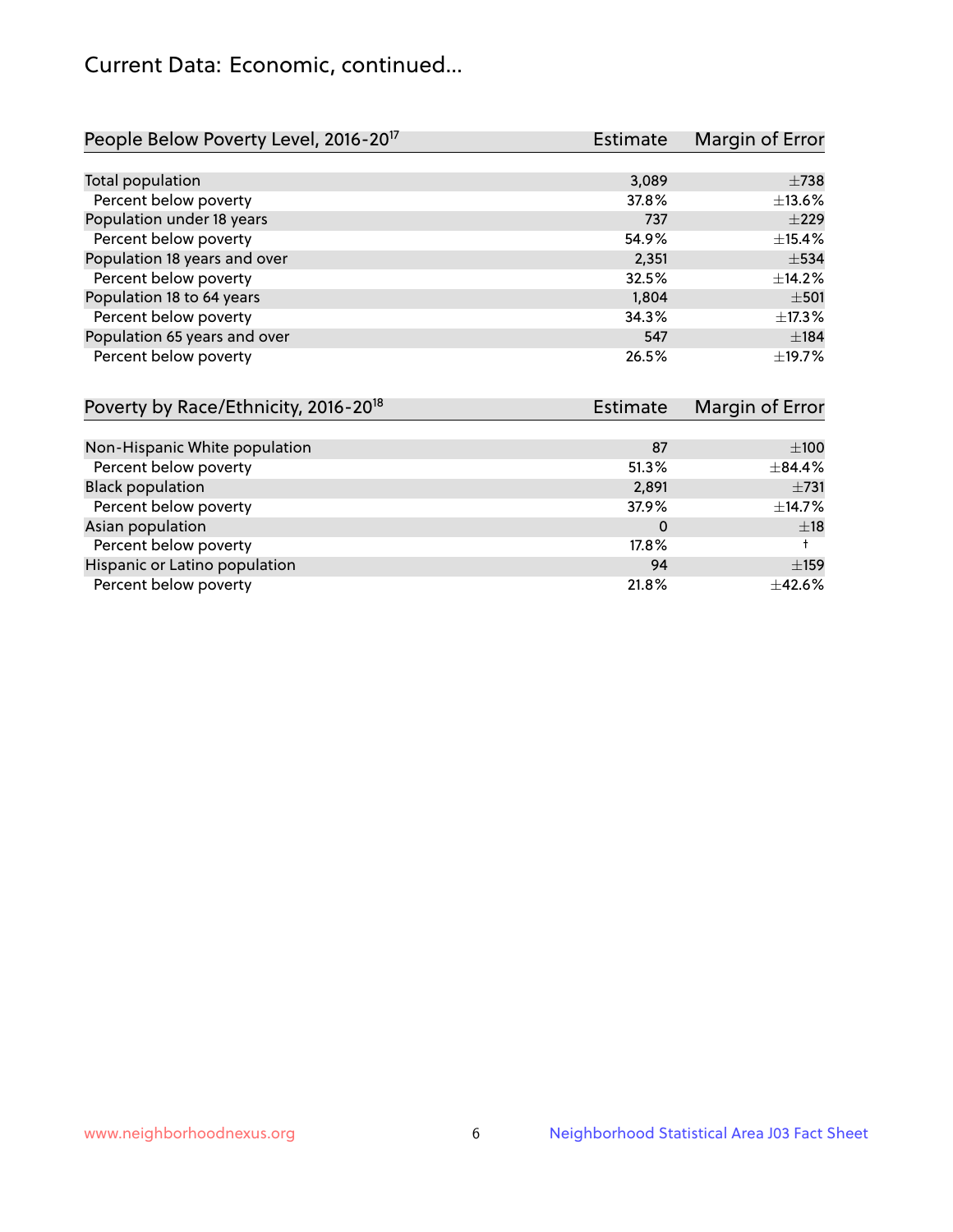## Current Data: Economic, continued...

| People Below Poverty Level, 2016-20[17] | Estimate | Margin of Error |
|---|---|---|
| Total population | 3,089 | ±738 |
| Percent below poverty | 37.8% | ±13.6% |
| Population under 18 years | 737 | ±229 |
| Percent below poverty | 54.9% | ±15.4% |
| Population 18 years and over | 2,351 | ±534 |
| Percent below poverty | 32.5% | ±14.2% |
| Population 18 to 64 years | 1,804 | ±501 |
| Percent below poverty | 34.3% | ±17.3% |
| Population 65 years and over | 547 | ±184 |
| Percent below poverty | 26.5% | ±19.7% |

| Poverty by Race/Ethnicity, 2016-20[18] | Estimate | Margin of Error |
|---|---|---|
| Non-Hispanic White population | 87 | ±100 |
| Percent below poverty | 51.3% | ±84.4% |
| Black population | 2,891 | ±731 |
| Percent below poverty | 37.9% | ±14.7% |
| Asian population | 0 | ±18 |
| Percent below poverty | 17.8% | † |
| Hispanic or Latino population | 94 | ±159 |
| Percent below poverty | 21.8% | ±42.6% |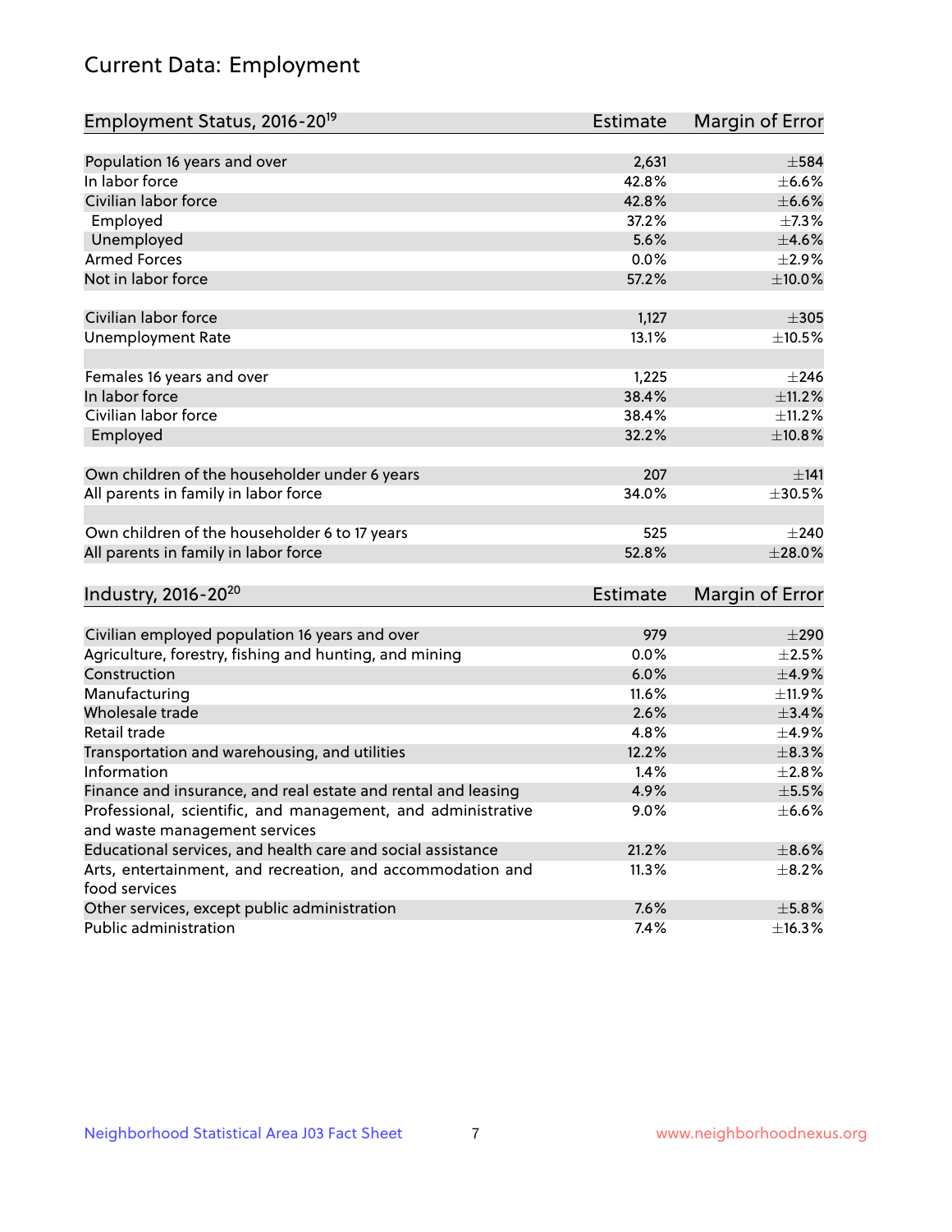# Current Data: Employment

| Employment Status, 2016-20[19] | Estimate | Margin of Error |
|---|---|---|
| Population 16 years and over | 2,631 | ±584 |
| In labor force | 42.8% | ±6.6% |
| Civilian labor force | 42.8% | ±6.6% |
| Employed | 37.2% | ±7.3% |
| Unemployed | 5.6% | ±4.6% |
| Armed Forces | 0.0% | ±2.9% |
| Not in labor force | 57.2% | ±10.0% |
| | | |
| Civilian labor force | 1,127 | ±305 |
| Unemployment Rate | 13.1% | ±10.5% |
| | | |
| Females 16 years and over | 1,225 | ±246 |
| In labor force | 38.4% | ±11.2% |
| Civilian labor force | 38.4% | ±11.2% |
| Employed | 32.2% | ±10.8% |
| | | |
| Own children of the householder under 6 years | 207 | ±141 |
| All parents in family in labor force | 34.0% | ±30.5% |
| | | |
| Own children of the householder 6 to 17 years | 525 | ±240 |
| All parents in family in labor force | 52.8% | ±28.0% |

| Industry, 2016-20[20] | Estimate | Margin of Error |
|---|---|---|
| Civilian employed population 16 years and over | 979 | ±290 |
| Agriculture, forestry, fishing and hunting, and mining | 0.0% | ±2.5% |
| Construction | 6.0% | ±4.9% |
| Manufacturing | 11.6% | ±11.9% |
| Wholesale trade | 2.6% | ±3.4% |
| Retail trade | 4.8% | ±4.9% |
| Transportation and warehousing, and utilities | 12.2% | ±8.3% |
| Information | 1.4% | ±2.8% |
| Finance and insurance, and real estate and rental and leasing | 4.9% | ±5.5% |
| Professional, scientific, and management, and administrative and waste management services | 9.0% | ±6.6% |
| Educational services, and health care and social assistance | 21.2% | ±8.6% |
| Arts, entertainment, and recreation, and accommodation and food services | 11.3% | ±8.2% |
| Other services, except public administration | 7.6% | ±5.8% |
| Public administration | 7.4% | ±16.3% |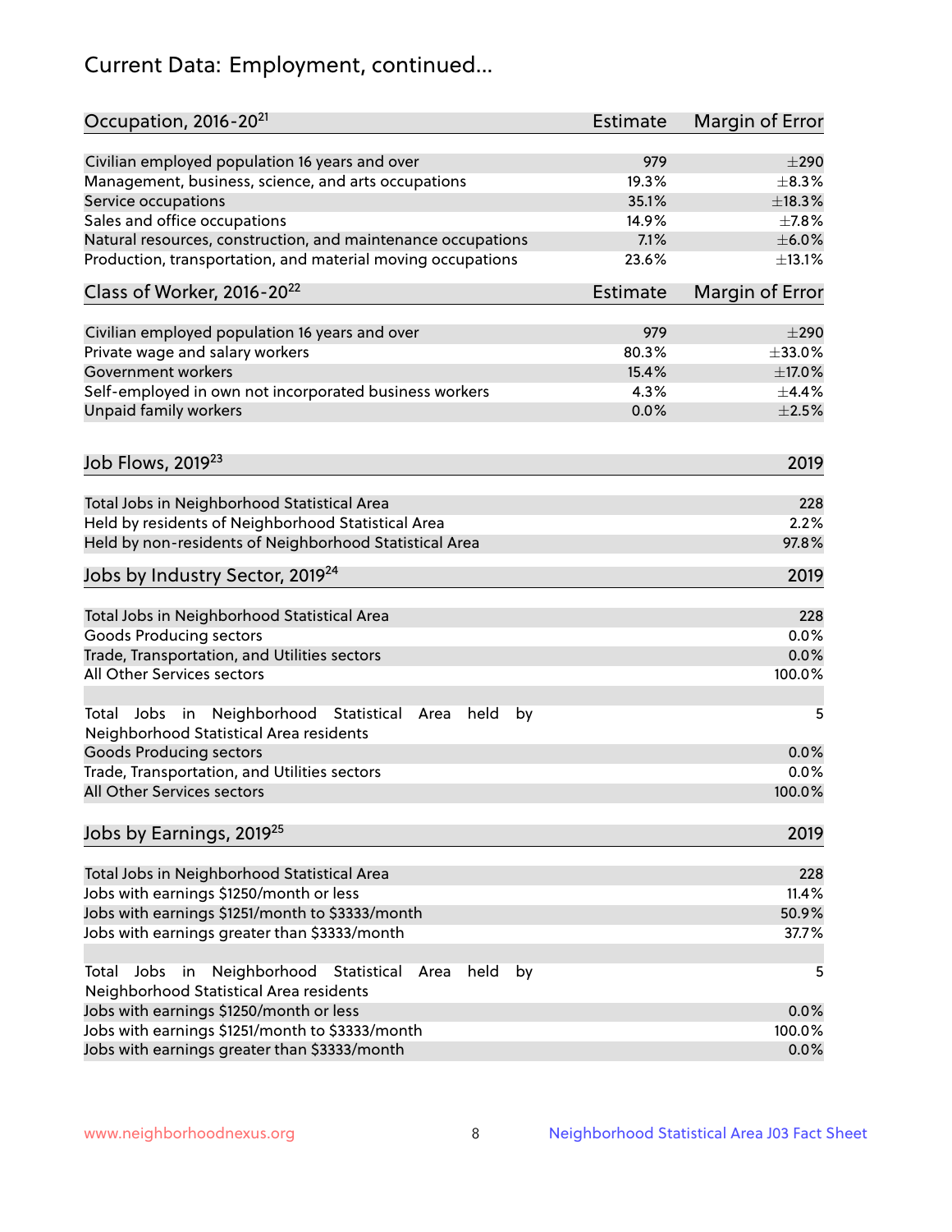# Current Data: Employment, continued...

| Occupation, 2016-20[21] | Estimate | Margin of Error |
|---|---|---|
| Civilian employed population 16 years and over | 979 | ±290 |
| Management, business, science, and arts occupations | 19.3% | ±8.3% |
| Service occupations | 35.1% | ±18.3% |
| Sales and office occupations | 14.9% | ±7.8% |
| Natural resources, construction, and maintenance occupations | 7.1% | ±6.0% |
| Production, transportation, and material moving occupations | 23.6% | ±13.1% |

| Class of Worker, 2016-20[22] | Estimate | Margin of Error |
|---|---|---|
| Civilian employed population 16 years and over | 979 | ±290 |
| Private wage and salary workers | 80.3% | ±33.0% |
| Government workers | 15.4% | ±17.0% |
| Self-employed in own not incorporated business workers | 4.3% | ±4.4% |
| Unpaid family workers | 0.0% | ±2.5% |

| Job Flows, 2019[23] | 2019 |
|---|---|
| Total Jobs in Neighborhood Statistical Area | 228 |
| Held by residents of Neighborhood Statistical Area | 2.2% |
| Held by non-residents of Neighborhood Statistical Area | 97.8% |

| Jobs by Industry Sector, 2019[24] | 2019 |
|---|---|
| Total Jobs in Neighborhood Statistical Area | 228 |
| Goods Producing sectors | 0.0% |
| Trade, Transportation, and Utilities sectors | 0.0% |
| All Other Services sectors | 100.0% |
| Total Jobs in Neighborhood Statistical Area held by Neighborhood Statistical Area residents | 5 |
| Goods Producing sectors | 0.0% |
| Trade, Transportation, and Utilities sectors | 0.0% |
| All Other Services sectors | 100.0% |

| Jobs by Earnings, 2019[25] | 2019 |
|---|---|
| Total Jobs in Neighborhood Statistical Area | 228 |
| Jobs with earnings $1250/month or less | 11.4% |
| Jobs with earnings $1251/month to $3333/month | 50.9% |
| Jobs with earnings greater than $3333/month | 37.7% |
| Total Jobs in Neighborhood Statistical Area held by Neighborhood Statistical Area residents | 5 |
| Jobs with earnings $1250/month or less | 0.0% |
| Jobs with earnings $1251/month to $3333/month | 100.0% |
| Jobs with earnings greater than $3333/month | 0.0% |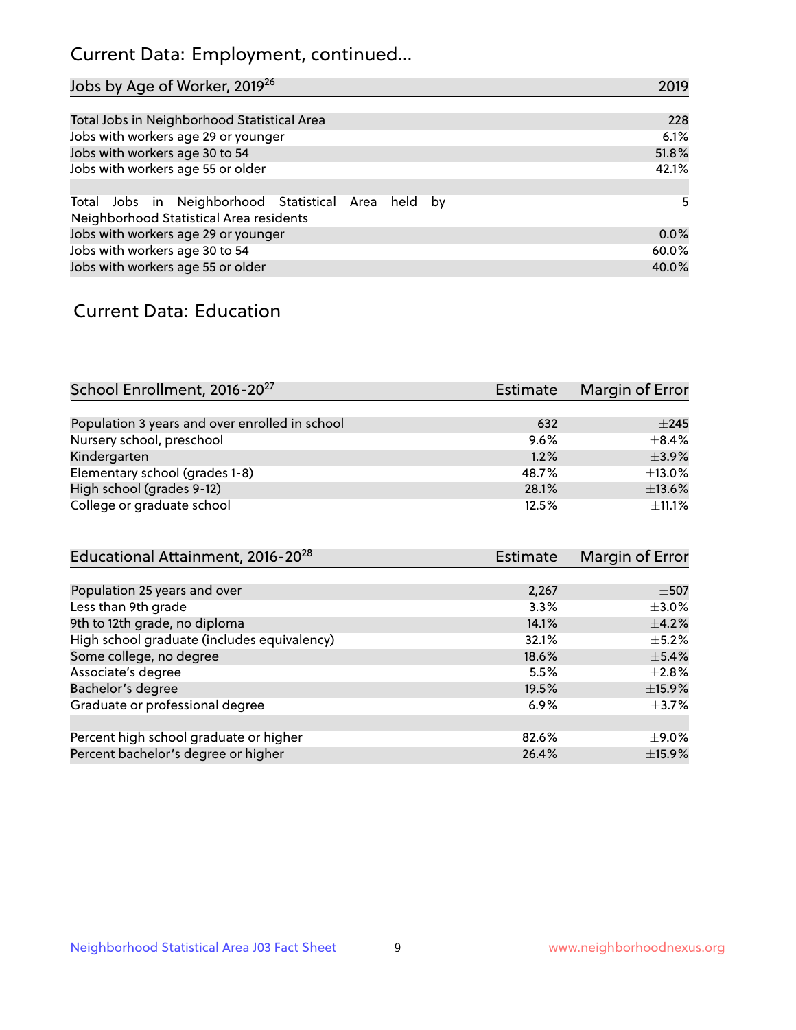# Current Data: Employment, continued...

| Jobs by Age of Worker, 2019[26] | 2019 |
|---|---|
| Total Jobs in Neighborhood Statistical Area | 228 |
| Jobs with workers age 29 or younger | 6.1% |
| Jobs with workers age 30 to 54 | 51.8% |
| Jobs with workers age 55 or older | 42.1% |
| | |
| Total Jobs in Neighborhood Statistical Area held by Neighborhood Statistical Area residents | 5 |
| Jobs with workers age 29 or younger | 0.0% |
| Jobs with workers age 30 to 54 | 60.0% |
| Jobs with workers age 55 or older | 40.0% |

# Current Data: Education

| School Enrollment, 2016-20[27] | Estimate | Margin of Error |
|---|---|---|
| Population 3 years and over enrolled in school | 632 | ±245 |
| Nursery school, preschool | 9.6% | ±8.4% |
| Kindergarten | 1.2% | ±3.9% |
| Elementary school (grades 1-8) | 48.7% | ±13.0% |
| High school (grades 9-12) | 28.1% | ±13.6% |
| College or graduate school | 12.5% | ±11.1% |

| Educational Attainment, 2016-20[28] | Estimate | Margin of Error |
|---|---|---|
| Population 25 years and over | 2,267 | ±507 |
| Less than 9th grade | 3.3% | ±3.0% |
| 9th to 12th grade, no diploma | 14.1% | ±4.2% |
| High school graduate (includes equivalency) | 32.1% | ±5.2% |
| Some college, no degree | 18.6% | ±5.4% |
| Associate's degree | 5.5% | ±2.8% |
| Bachelor's degree | 19.5% | ±15.9% |
| Graduate or professional degree | 6.9% | ±3.7% |
| | | |
| Percent high school graduate or higher | 82.6% | ±9.0% |
| Percent bachelor's degree or higher | 26.4% | ±15.9% |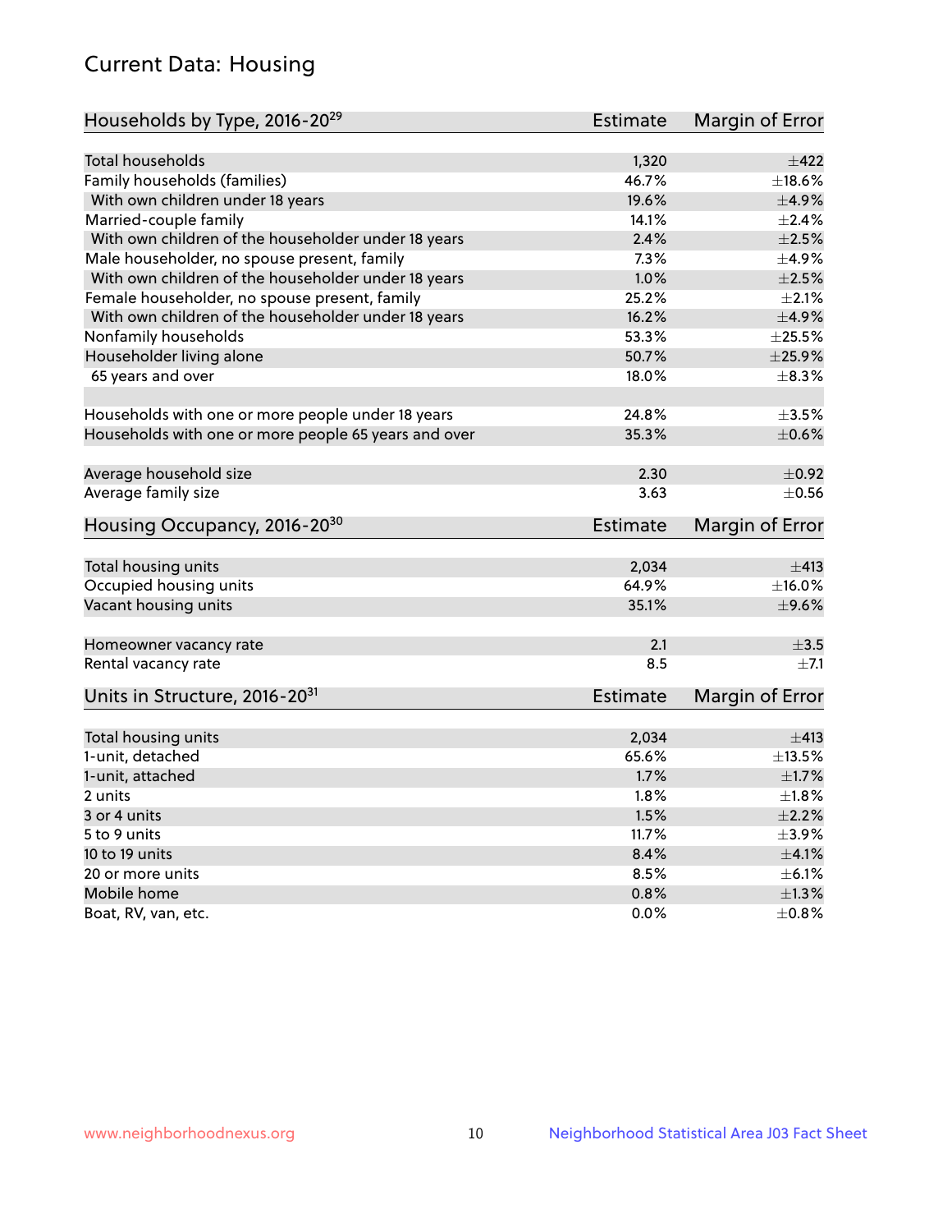## Current Data: Housing

| Households by Type, 2016-20[29] | Estimate | Margin of Error |
|---|---|---|
| Total households | 1,320 | ±422 |
| Family households (families) | 46.7% | ±18.6% |
| With own children under 18 years | 19.6% | ±4.9% |
| Married-couple family | 14.1% | ±2.4% |
| With own children of the householder under 18 years | 2.4% | ±2.5% |
| Male householder, no spouse present, family | 7.3% | ±4.9% |
| With own children of the householder under 18 years | 1.0% | ±2.5% |
| Female householder, no spouse present, family | 25.2% | ±2.1% |
| With own children of the householder under 18 years | 16.2% | ±4.9% |
| Nonfamily households | 53.3% | ±25.5% |
| Householder living alone | 50.7% | ±25.9% |
| 65 years and over | 18.0% | ±8.3% |
| Households with one or more people under 18 years | 24.8% | ±3.5% |
| Households with one or more people 65 years and over | 35.3% | ±0.6% |
| Average household size | 2.30 | ±0.92 |
| Average family size | 3.63 | ±0.56 |

| Housing Occupancy, 2016-20[30] | Estimate | Margin of Error |
|---|---|---|
| Total housing units | 2,034 | ±413 |
| Occupied housing units | 64.9% | ±16.0% |
| Vacant housing units | 35.1% | ±9.6% |
| Homeowner vacancy rate | 2.1 | ±3.5 |
| Rental vacancy rate | 8.5 | ±7.1 |

| Units in Structure, 2016-20[31] | Estimate | Margin of Error |
|---|---|---|
| Total housing units | 2,034 | ±413 |
| 1-unit, detached | 65.6% | ±13.5% |
| 1-unit, attached | 1.7% | ±1.7% |
| 2 units | 1.8% | ±1.8% |
| 3 or 4 units | 1.5% | ±2.2% |
| 5 to 9 units | 11.7% | ±3.9% |
| 10 to 19 units | 8.4% | ±4.1% |
| 20 or more units | 8.5% | ±6.1% |
| Mobile home | 0.8% | ±1.3% |
| Boat, RV, van, etc. | 0.0% | ±0.8% |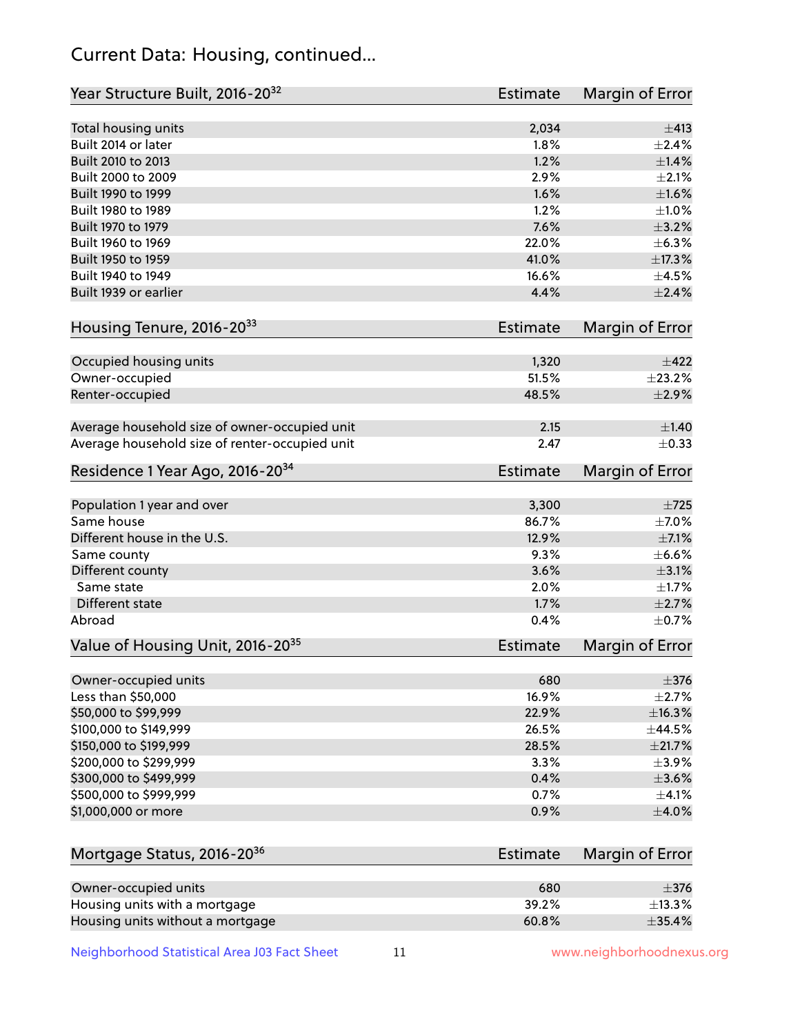## Current Data: Housing, continued...

| Year Structure Built, 2016-20[32] | Estimate | Margin of Error |
|---|---|---|
| Total housing units | 2,034 | ±413 |
| Built 2014 or later | 1.8% | ±2.4% |
| Built 2010 to 2013 | 1.2% | ±1.4% |
| Built 2000 to 2009 | 2.9% | ±2.1% |
| Built 1990 to 1999 | 1.6% | ±1.6% |
| Built 1980 to 1989 | 1.2% | ±1.0% |
| Built 1970 to 1979 | 7.6% | ±3.2% |
| Built 1960 to 1969 | 22.0% | ±6.3% |
| Built 1950 to 1959 | 41.0% | ±17.3% |
| Built 1940 to 1949 | 16.6% | ±4.5% |
| Built 1939 or earlier | 4.4% | ±2.4% |

| Housing Tenure, 2016-20[33] | Estimate | Margin of Error |
|---|---|---|
| Occupied housing units | 1,320 | ±422 |
| Owner-occupied | 51.5% | ±23.2% |
| Renter-occupied | 48.5% | ±2.9% |
| Average household size of owner-occupied unit | 2.15 | ±1.40 |
| Average household size of renter-occupied unit | 2.47 | ±0.33 |

| Residence 1 Year Ago, 2016-20[34] | Estimate | Margin of Error |
|---|---|---|
| Population 1 year and over | 3,300 | ±725 |
| Same house | 86.7% | ±7.0% |
| Different house in the U.S. | 12.9% | ±7.1% |
| Same county | 9.3% | ±6.6% |
| Different county | 3.6% | ±3.1% |
| Same state | 2.0% | ±1.7% |
| Different state | 1.7% | ±2.7% |
| Abroad | 0.4% | ±0.7% |

| Value of Housing Unit, 2016-20[35] | Estimate | Margin of Error |
|---|---|---|
| Owner-occupied units | 680 | ±376 |
| Less than $50,000 | 16.9% | ±2.7% |
| $50,000 to $99,999 | 22.9% | ±16.3% |
| $100,000 to $149,999 | 26.5% | ±44.5% |
| $150,000 to $199,999 | 28.5% | ±21.7% |
| $200,000 to $299,999 | 3.3% | ±3.9% |
| $300,000 to $499,999 | 0.4% | ±3.6% |
| $500,000 to $999,999 | 0.7% | ±4.1% |
| $1,000,000 or more | 0.9% | ±4.0% |

| Mortgage Status, 2016-20[36] | Estimate | Margin of Error |
|---|---|---|
| Owner-occupied units | 680 | ±376 |
| Housing units with a mortgage | 39.2% | ±13.3% |
| Housing units without a mortgage | 60.8% | ±35.4% |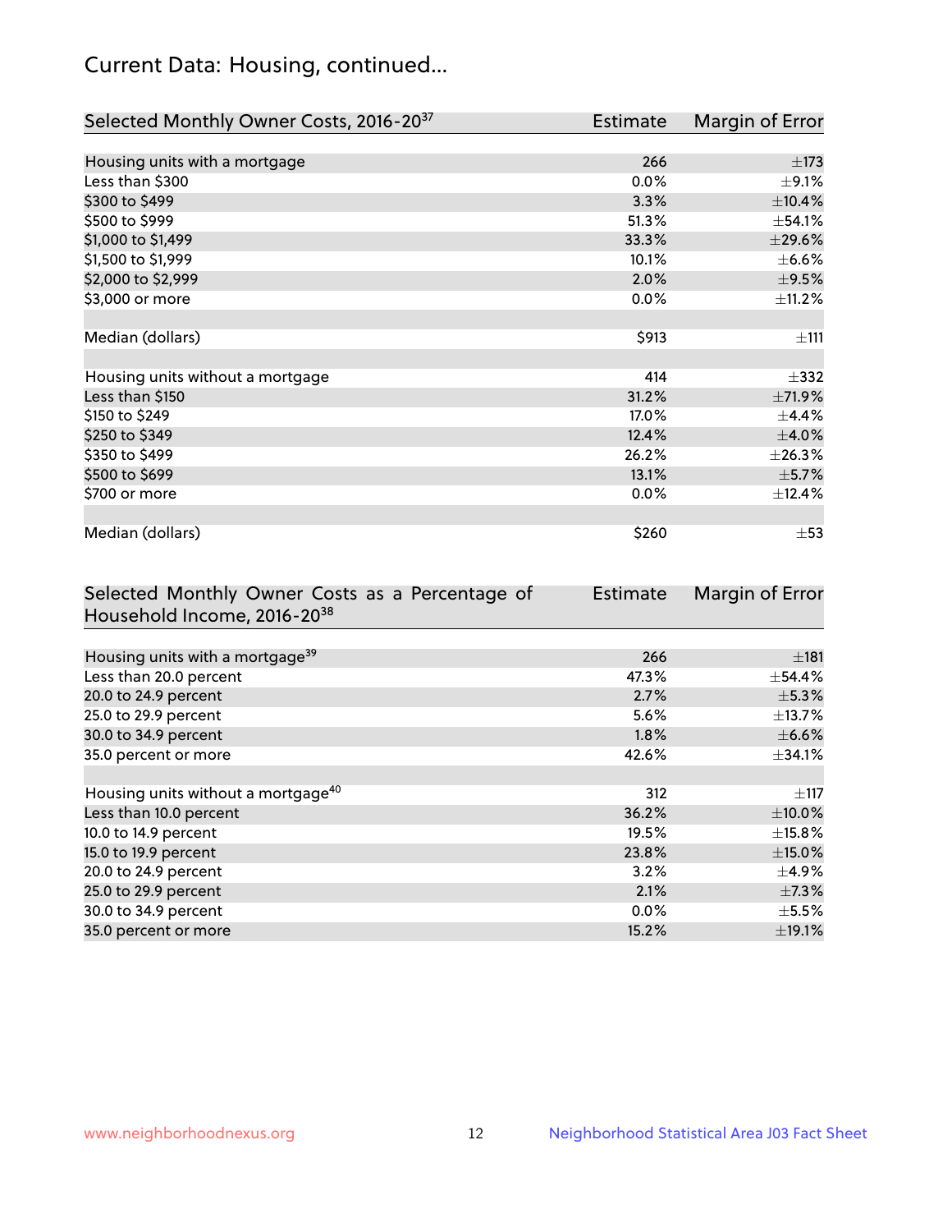## Current Data: Housing, continued...

| Selected Monthly Owner Costs, 2016-20[37] | Estimate | Margin of Error |
|---|---|---|
| Housing units with a mortgage | 266 | ±173 |
| Less than $300 | 0.0% | ±9.1% |
| $300 to $499 | 3.3% | ±10.4% |
| $500 to $999 | 51.3% | ±54.1% |
| $1,000 to $1,499 | 33.3% | ±29.6% |
| $1,500 to $1,999 | 10.1% | ±6.6% |
| $2,000 to $2,999 | 2.0% | ±9.5% |
| $3,000 or more | 0.0% | ±11.2% |
| | | |
| Median (dollars) | $913 | ±111 |
| | | |
| Housing units without a mortgage | 414 | ±332 |
| Less than $150 | 31.2% | ±71.9% |
| $150 to $249 | 17.0% | ±4.4% |
| $250 to $349 | 12.4% | ±4.0% |
| $350 to $499 | 26.2% | ±26.3% |
| $500 to $699 | 13.1% | ±5.7% |
| $700 or more | 0.0% | ±12.4% |
| | | |
| Median (dollars) | $260 | ±53 |

| Selected Monthly Owner Costs as a Percentage of Household Income, 2016-20[38] | Estimate | Margin of Error |
|---|---|---|
| Housing units with a mortgage[39] | 266 | ±181 |
| Less than 20.0 percent | 47.3% | ±54.4% |
| 20.0 to 24.9 percent | 2.7% | ±5.3% |
| 25.0 to 29.9 percent | 5.6% | ±13.7% |
| 30.0 to 34.9 percent | 1.8% | ±6.6% |
| 35.0 percent or more | 42.6% | ±34.1% |
| | | |
| Housing units without a mortgage[40] | 312 | ±117 |
| Less than 10.0 percent | 36.2% | ±10.0% |
| 10.0 to 14.9 percent | 19.5% | ±15.8% |
| 15.0 to 19.9 percent | 23.8% | ±15.0% |
| 20.0 to 24.9 percent | 3.2% | ±4.9% |
| 25.0 to 29.9 percent | 2.1% | ±7.3% |
| 30.0 to 34.9 percent | 0.0% | ±5.5% |
| 35.0 percent or more | 15.2% | ±19.1% |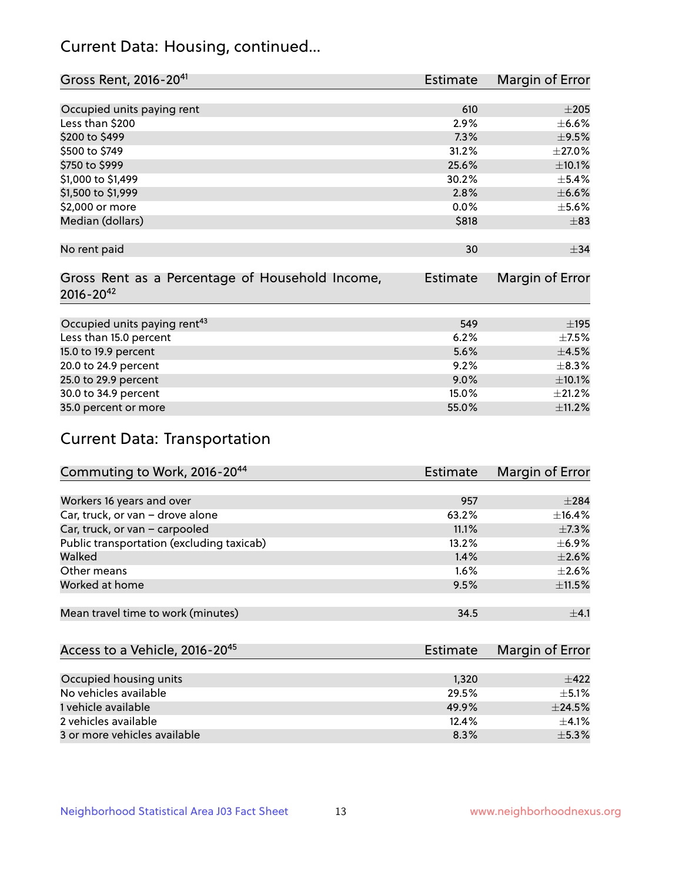## Current Data: Housing, continued...

| Gross Rent, 2016-20[41] | Estimate | Margin of Error |
|---|---|---|
| Occupied units paying rent | 610 | ±205 |
| Less than $200 | 2.9% | ±6.6% |
| $200 to $499 | 7.3% | ±9.5% |
| $500 to $749 | 31.2% | ±27.0% |
| $750 to $999 | 25.6% | ±10.1% |
| $1,000 to $1,499 | 30.2% | ±5.4% |
| $1,500 to $1,999 | 2.8% | ±6.6% |
| $2,000 or more | 0.0% | ±5.6% |
| Median (dollars) | $818 | ±83 |
| No rent paid | 30 | ±34 |

| Gross Rent as a Percentage of Household Income, 2016-20[42] | Estimate | Margin of Error |
|---|---|---|
| Occupied units paying rent[43] | 549 | ±195 |
| Less than 15.0 percent | 6.2% | ±7.5% |
| 15.0 to 19.9 percent | 5.6% | ±4.5% |
| 20.0 to 24.9 percent | 9.2% | ±8.3% |
| 25.0 to 29.9 percent | 9.0% | ±10.1% |
| 30.0 to 34.9 percent | 15.0% | ±21.2% |
| 35.0 percent or more | 55.0% | ±11.2% |

## Current Data: Transportation

| Commuting to Work, 2016-20[44] | Estimate | Margin of Error |
|---|---|---|
| Workers 16 years and over | 957 | ±284 |
| Car, truck, or van – drove alone | 63.2% | ±16.4% |
| Car, truck, or van – carpooled | 11.1% | ±7.3% |
| Public transportation (excluding taxicab) | 13.2% | ±6.9% |
| Walked | 1.4% | ±2.6% |
| Other means | 1.6% | ±2.6% |
| Worked at home | 9.5% | ±11.5% |
| Mean travel time to work (minutes) | 34.5 | ±4.1 |

| Access to a Vehicle, 2016-20[45] | Estimate | Margin of Error |
|---|---|---|
| Occupied housing units | 1,320 | ±422 |
| No vehicles available | 29.5% | ±5.1% |
| 1 vehicle available | 49.9% | ±24.5% |
| 2 vehicles available | 12.4% | ±4.1% |
| 3 or more vehicles available | 8.3% | ±5.3% |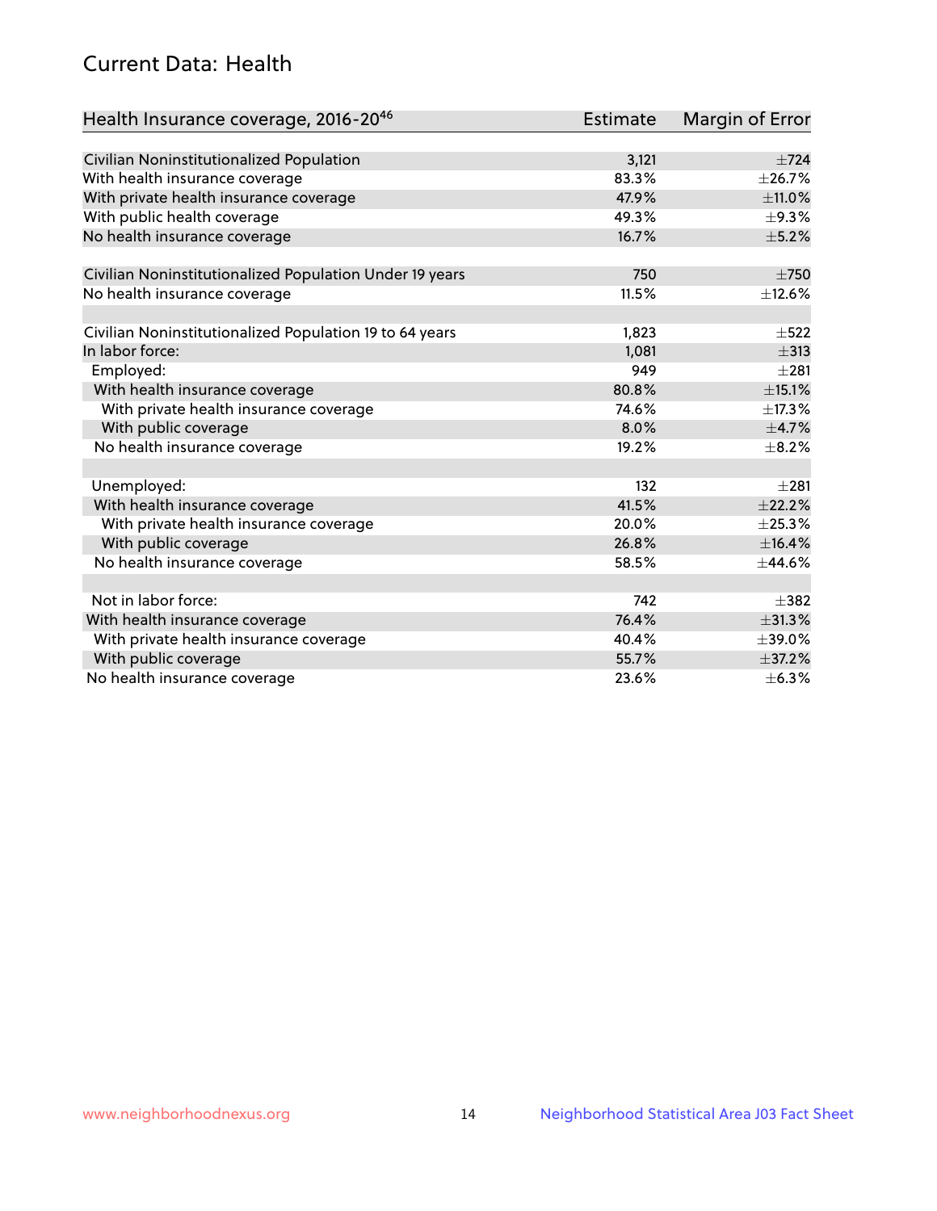## Current Data: Health

| Health Insurance coverage, 2016-20[46] | Estimate | Margin of Error |
|---|---|---|
| Civilian Noninstitutionalized Population | 3,121 | ±724 |
| With health insurance coverage | 83.3% | ±26.7% |
| With private health insurance coverage | 47.9% | ±11.0% |
| With public health coverage | 49.3% | ±9.3% |
| No health insurance coverage | 16.7% | ±5.2% |
| | | |
| Civilian Noninstitutionalized Population Under 19 years | 750 | ±750 |
| No health insurance coverage | 11.5% | ±12.6% |
| | | |
| Civilian Noninstitutionalized Population 19 to 64 years | 1,823 | ±522 |
| In labor force: | 1,081 | ±313 |
| Employed: | 949 | ±281 |
| With health insurance coverage | 80.8% | ±15.1% |
| With private health insurance coverage | 74.6% | ±17.3% |
| With public coverage | 8.0% | ±4.7% |
| No health insurance coverage | 19.2% | ±8.2% |
| | | |
| Unemployed: | 132 | ±281 |
| With health insurance coverage | 41.5% | ±22.2% |
| With private health insurance coverage | 20.0% | ±25.3% |
| With public coverage | 26.8% | ±16.4% |
| No health insurance coverage | 58.5% | ±44.6% |
| | | |
| Not in labor force: | 742 | ±382 |
| With health insurance coverage | 76.4% | ±31.3% |
| With private health insurance coverage | 40.4% | ±39.0% |
| With public coverage | 55.7% | ±37.2% |
| No health insurance coverage | 23.6% | ±6.3% |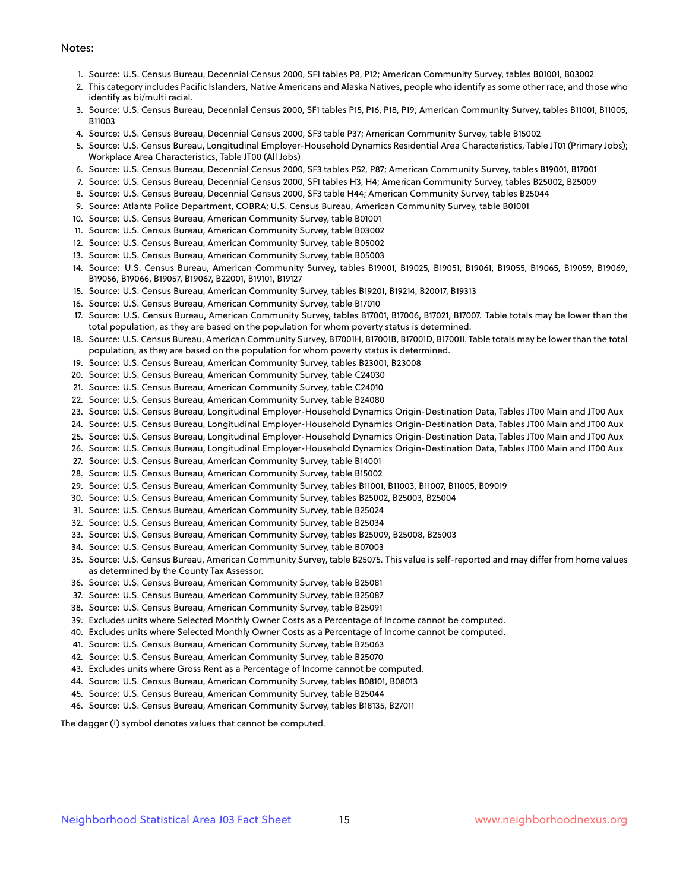Notes:

1. Source: U.S. Census Bureau, Decennial Census 2000, SF1 tables P8, P12; American Community Survey, tables B01001, B03002
2. This category includes Pacific Islanders, Native Americans and Alaska Natives, people who identify as some other race, and those who identify as bi/multi racial.
3. Source: U.S. Census Bureau, Decennial Census 2000, SF1 tables P15, P16, P18, P19; American Community Survey, tables B11001, B11005, B11003
4. Source: U.S. Census Bureau, Decennial Census 2000, SF3 table P37; American Community Survey, table B15002
5. Source: U.S. Census Bureau, Longitudinal Employer-Household Dynamics Residential Area Characteristics, Table JT01 (Primary Jobs); Workplace Area Characteristics, Table JT00 (All Jobs)
6. Source: U.S. Census Bureau, Decennial Census 2000, SF3 tables P52, P87; American Community Survey, tables B19001, B17001
7. Source: U.S. Census Bureau, Decennial Census 2000, SF1 tables H3, H4; American Community Survey, tables B25002, B25009
8. Source: U.S. Census Bureau, Decennial Census 2000, SF3 table H44; American Community Survey, tables B25044
9. Source: Atlanta Police Department, COBRA; U.S. Census Bureau, American Community Survey, table B01001
10. Source: U.S. Census Bureau, American Community Survey, table B01001
11. Source: U.S. Census Bureau, American Community Survey, table B03002
12. Source: U.S. Census Bureau, American Community Survey, table B05002
13. Source: U.S. Census Bureau, American Community Survey, table B05003
14. Source: U.S. Census Bureau, American Community Survey, tables B19001, B19025, B19051, B19061, B19055, B19065, B19059, B19069, B19056, B19066, B19057, B19067, B22001, B19101, B19127
15. Source: U.S. Census Bureau, American Community Survey, tables B19201, B19214, B20017, B19313
16. Source: U.S. Census Bureau, American Community Survey, table B17010
17. Source: U.S. Census Bureau, American Community Survey, tables B17001, B17006, B17021, B17007. Table totals may be lower than the total population, as they are based on the population for whom poverty status is determined.
18. Source: U.S. Census Bureau, American Community Survey, B17001H, B17001B, B17001D, B17001I. Table totals may be lower than the total population, as they are based on the population for whom poverty status is determined.
19. Source: U.S. Census Bureau, American Community Survey, tables B23001, B23008
20. Source: U.S. Census Bureau, American Community Survey, table C24030
21. Source: U.S. Census Bureau, American Community Survey, table C24010
22. Source: U.S. Census Bureau, American Community Survey, table B24080
23. Source: U.S. Census Bureau, Longitudinal Employer-Household Dynamics Origin-Destination Data, Tables JT00 Main and JT00 Aux
24. Source: U.S. Census Bureau, Longitudinal Employer-Household Dynamics Origin-Destination Data, Tables JT00 Main and JT00 Aux
25. Source: U.S. Census Bureau, Longitudinal Employer-Household Dynamics Origin-Destination Data, Tables JT00 Main and JT00 Aux
26. Source: U.S. Census Bureau, Longitudinal Employer-Household Dynamics Origin-Destination Data, Tables JT00 Main and JT00 Aux
27. Source: U.S. Census Bureau, American Community Survey, table B14001
28. Source: U.S. Census Bureau, American Community Survey, table B15002
29. Source: U.S. Census Bureau, American Community Survey, tables B11001, B11003, B11007, B11005, B09019
30. Source: U.S. Census Bureau, American Community Survey, tables B25002, B25003, B25004
31. Source: U.S. Census Bureau, American Community Survey, table B25024
32. Source: U.S. Census Bureau, American Community Survey, table B25034
33. Source: U.S. Census Bureau, American Community Survey, tables B25009, B25008, B25003
34. Source: U.S. Census Bureau, American Community Survey, table B07003
35. Source: U.S. Census Bureau, American Community Survey, table B25075. This value is self-reported and may differ from home values as determined by the County Tax Assessor.
36. Source: U.S. Census Bureau, American Community Survey, table B25081
37. Source: U.S. Census Bureau, American Community Survey, table B25087
38. Source: U.S. Census Bureau, American Community Survey, table B25091
39. Excludes units where Selected Monthly Owner Costs as a Percentage of Income cannot be computed.
40. Excludes units where Selected Monthly Owner Costs as a Percentage of Income cannot be computed.
41. Source: U.S. Census Bureau, American Community Survey, table B25063
42. Source: U.S. Census Bureau, American Community Survey, table B25070
43. Excludes units where Gross Rent as a Percentage of Income cannot be computed.
44. Source: U.S. Census Bureau, American Community Survey, tables B08101, B08013
45. Source: U.S. Census Bureau, American Community Survey, table B25044
46. Source: U.S. Census Bureau, American Community Survey, tables B18135, B27011

The dagger (†) symbol denotes values that cannot be computed.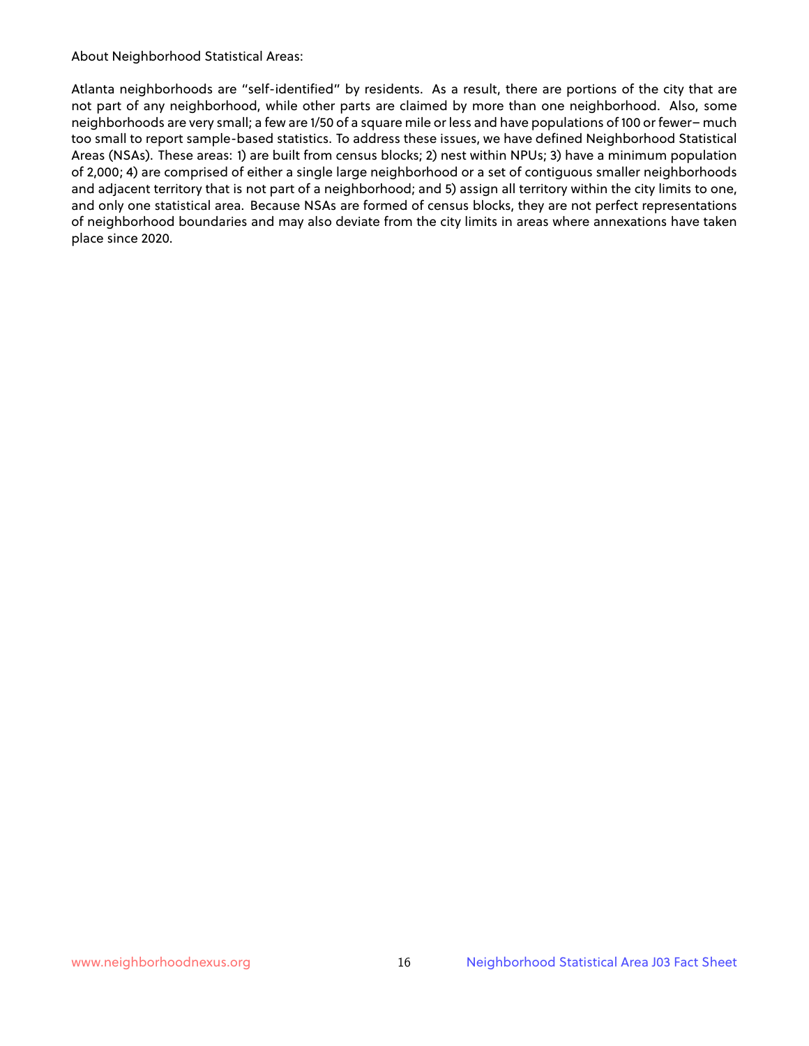About Neighborhood Statistical Areas:

Atlanta neighborhoods are "self-identified" by residents. As a result, there are portions of the city that are not part of any neighborhood, while other parts are claimed by more than one neighborhood. Also, some neighborhoods are very small; a few are 1/50 of a square mile or less and have populations of 100 or fewer– much too small to report sample-based statistics. To address these issues, we have defined Neighborhood Statistical Areas (NSAs). These areas: 1) are built from census blocks; 2) nest within NPUs; 3) have a minimum population of 2,000; 4) are comprised of either a single large neighborhood or a set of contiguous smaller neighborhoods and adjacent territory that is not part of a neighborhood; and 5) assign all territory within the city limits to one, and only one statistical area. Because NSAs are formed of census blocks, they are not perfect representations of neighborhood boundaries and may also deviate from the city limits in areas where annexations have taken place since 2020.